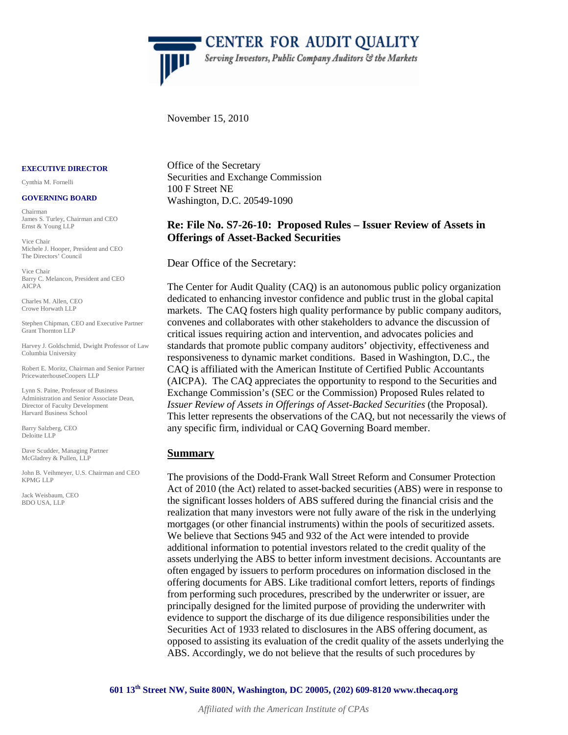# CENTER FOR AUDIT QUALITY

*Serving Investors, Public Company Auditors & the Markets*

November 15, 2010

**EXECUTIVE DIRECTOR**

Cynthia M. Fornelli

**GOVERNING BOARD**

Chairman
James S. Turley, Chairman and CEO
Ernst & Young LLP

Vice Chair
Michele J. Hooper, President and CEO
The Directors' Council

Vice Chair
Barry C. Melancon, President and CEO
AICPA

Charles M. Allen, CEO
Crowe Horwath LLP

Stephen Chipman, CEO and Executive Partner
Grant Thornton LLP

Harvey J. Goldschmid, Dwight Professor of Law
Columbia University

Robert E. Moritz, Chairman and Senior Partner
PricewaterhouseCoopers LLP

Lynn S. Paine, Professor of Business Administration and Senior Associate Dean, Director of Faculty Development
Harvard Business School

Barry Salzberg, CEO
Deloitte LLP

Dave Scudder, Managing Partner
McGladrey & Pullen, LLP

John B. Veihmeyer, U.S. Chairman and CEO
KPMG LLP

Jack Weisbaum, CEO
BDO USA, LLP

Office of the Secretary
Securities and Exchange Commission
100 F Street NE
Washington, D.C. 20549-1090

**Re: File No. S7-26-10: Proposed Rules – Issuer Review of Assets in Offerings of Asset-Backed Securities**

Dear Office of the Secretary:

The Center for Audit Quality (CAQ) is an autonomous public policy organization dedicated to enhancing investor confidence and public trust in the global capital markets. The CAQ fosters high quality performance by public company auditors, convenes and collaborates with other stakeholders to advance the discussion of critical issues requiring action and intervention, and advocates policies and standards that promote public company auditors' objectivity, effectiveness and responsiveness to dynamic market conditions. Based in Washington, D.C., the CAQ is affiliated with the American Institute of Certified Public Accountants (AICPA). The CAQ appreciates the opportunity to respond to the Securities and Exchange Commission's (SEC or the Commission) Proposed Rules related to *Issuer Review of Assets in Offerings of Asset-Backed Securities* (the Proposal). This letter represents the observations of the CAQ, but not necessarily the views of any specific firm, individual or CAQ Governing Board member.

## Summary

The provisions of the Dodd-Frank Wall Street Reform and Consumer Protection Act of 2010 (the Act) related to asset-backed securities (ABS) were in response to the significant losses holders of ABS suffered during the financial crisis and the realization that many investors were not fully aware of the risk in the underlying mortgages (or other financial instruments) within the pools of securitized assets. We believe that Sections 945 and 932 of the Act were intended to provide additional information to potential investors related to the credit quality of the assets underlying the ABS to better inform investment decisions. Accountants are often engaged by issuers to perform procedures on information disclosed in the offering documents for ABS. Like traditional comfort letters, reports of findings from performing such procedures, prescribed by the underwriter or issuer, are principally designed for the limited purpose of providing the underwriter with evidence to support the discharge of its due diligence responsibilities under the Securities Act of 1933 related to disclosures in the ABS offering document, as opposed to assisting its evaluation of the credit quality of the assets underlying the ABS. Accordingly, we do not believe that the results of such procedures by

601 13th Street NW, Suite 800N, Washington, DC 20005, (202) 609-8120 www.thecaq.org

*Affiliated with the American Institute of CPAs*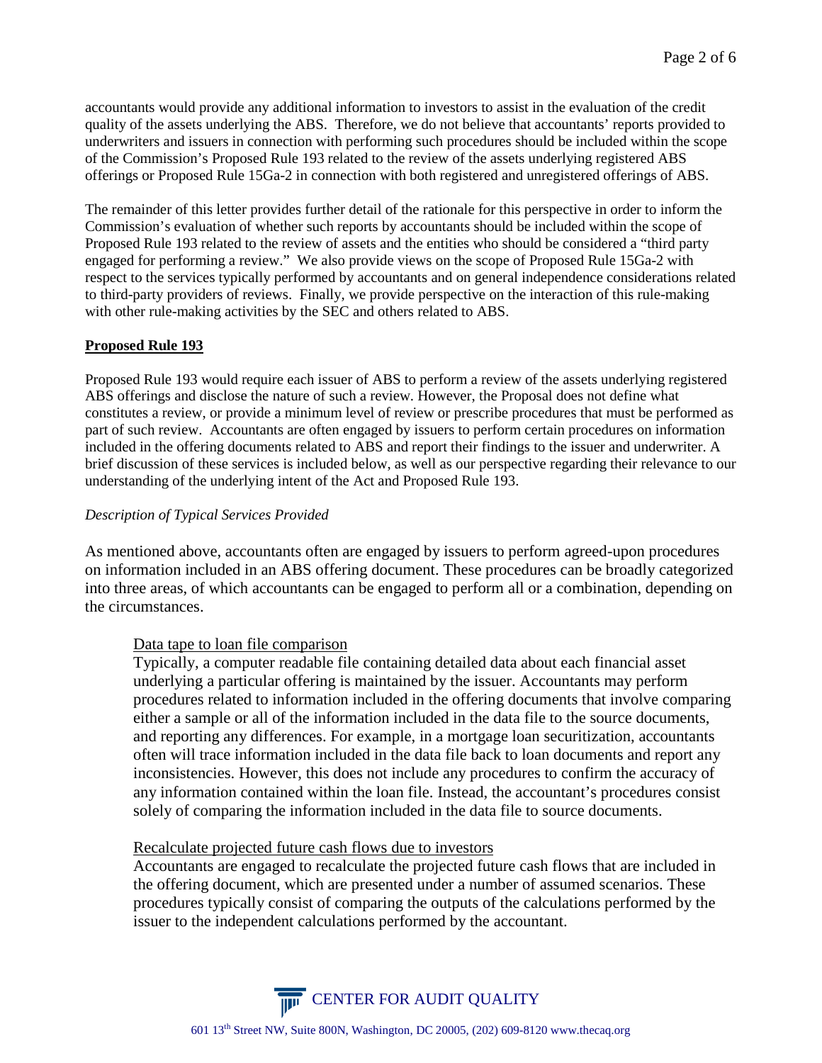accountants would provide any additional information to investors to assist in the evaluation of the credit quality of the assets underlying the ABS. Therefore, we do not believe that accountants' reports provided to underwriters and issuers in connection with performing such procedures should be included within the scope of the Commission's Proposed Rule 193 related to the review of the assets underlying registered ABS offerings or Proposed Rule 15Ga-2 in connection with both registered and unregistered offerings of ABS.

The remainder of this letter provides further detail of the rationale for this perspective in order to inform the Commission's evaluation of whether such reports by accountants should be included within the scope of Proposed Rule 193 related to the review of assets and the entities who should be considered a "third party engaged for performing a review." We also provide views on the scope of Proposed Rule 15Ga-2 with respect to the services typically performed by accountants and on general independence considerations related to third-party providers of reviews. Finally, we provide perspective on the interaction of this rule-making with other rule-making activities by the SEC and others related to ABS.

## Proposed Rule 193

Proposed Rule 193 would require each issuer of ABS to perform a review of the assets underlying registered ABS offerings and disclose the nature of such a review. However, the Proposal does not define what constitutes a review, or provide a minimum level of review or prescribe procedures that must be performed as part of such review. Accountants are often engaged by issuers to perform certain procedures on information included in the offering documents related to ABS and report their findings to the issuer and underwriter. A brief discussion of these services is included below, as well as our perspective regarding their relevance to our understanding of the underlying intent of the Act and Proposed Rule 193.

### *Description of Typical Services Provided*

As mentioned above, accountants often are engaged by issuers to perform agreed-upon procedures on information included in an ABS offering document. These procedures can be broadly categorized into three areas, of which accountants can be engaged to perform all or a combination, depending on the circumstances.

Data tape to loan file comparison

Typically, a computer readable file containing detailed data about each financial asset underlying a particular offering is maintained by the issuer. Accountants may perform procedures related to information included in the offering documents that involve comparing either a sample or all of the information included in the data file to the source documents, and reporting any differences. For example, in a mortgage loan securitization, accountants often will trace information included in the data file back to loan documents and report any inconsistencies. However, this does not include any procedures to confirm the accuracy of any information contained within the loan file. Instead, the accountant's procedures consist solely of comparing the information included in the data file to source documents.

Recalculate projected future cash flows due to investors

Accountants are engaged to recalculate the projected future cash flows that are included in the offering document, which are presented under a number of assumed scenarios. These procedures typically consist of comparing the outputs of the calculations performed by the issuer to the independent calculations performed by the accountant.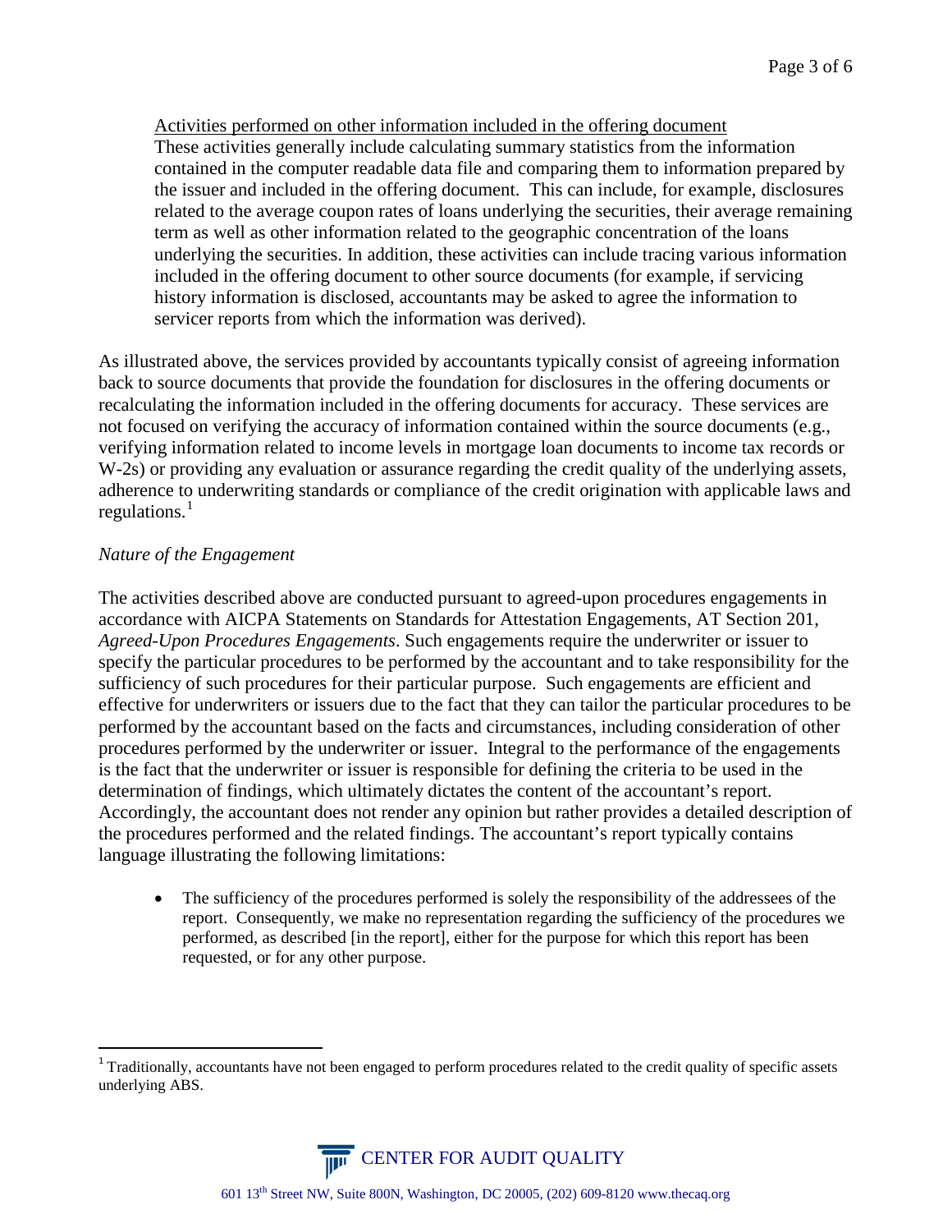Activities performed on other information included in the offering document

These activities generally include calculating summary statistics from the information contained in the computer readable data file and comparing them to information prepared by the issuer and included in the offering document. This can include, for example, disclosures related to the average coupon rates of loans underlying the securities, their average remaining term as well as other information related to the geographic concentration of the loans underlying the securities. In addition, these activities can include tracing various information included in the offering document to other source documents (for example, if servicing history information is disclosed, accountants may be asked to agree the information to servicer reports from which the information was derived).

As illustrated above, the services provided by accountants typically consist of agreeing information back to source documents that provide the foundation for disclosures in the offering documents or recalculating the information included in the offering documents for accuracy. These services are not focused on verifying the accuracy of information contained within the source documents (e.g., verifying information related to income levels in mortgage loan documents to income tax records or W-2s) or providing any evaluation or assurance regarding the credit quality of the underlying assets, adherence to underwriting standards or compliance of the credit origination with applicable laws and regulations.[1]

*Nature of the Engagement*

The activities described above are conducted pursuant to agreed-upon procedures engagements in accordance with AICPA Statements on Standards for Attestation Engagements, AT Section 201, *Agreed-Upon Procedures Engagements*. Such engagements require the underwriter or issuer to specify the particular procedures to be performed by the accountant and to take responsibility for the sufficiency of such procedures for their particular purpose. Such engagements are efficient and effective for underwriters or issuers due to the fact that they can tailor the particular procedures to be performed by the accountant based on the facts and circumstances, including consideration of other procedures performed by the underwriter or issuer. Integral to the performance of the engagements is the fact that the underwriter or issuer is responsible for defining the criteria to be used in the determination of findings, which ultimately dictates the content of the accountant's report. Accordingly, the accountant does not render any opinion but rather provides a detailed description of the procedures performed and the related findings. The accountant's report typically contains language illustrating the following limitations:

- The sufficiency of the procedures performed is solely the responsibility of the addressees of the report. Consequently, we make no representation regarding the sufficiency of the procedures we performed, as described [in the report], either for the purpose for which this report has been requested, or for any other purpose.

[1] Traditionally, accountants have not been engaged to perform procedures related to the credit quality of specific assets underlying ABS.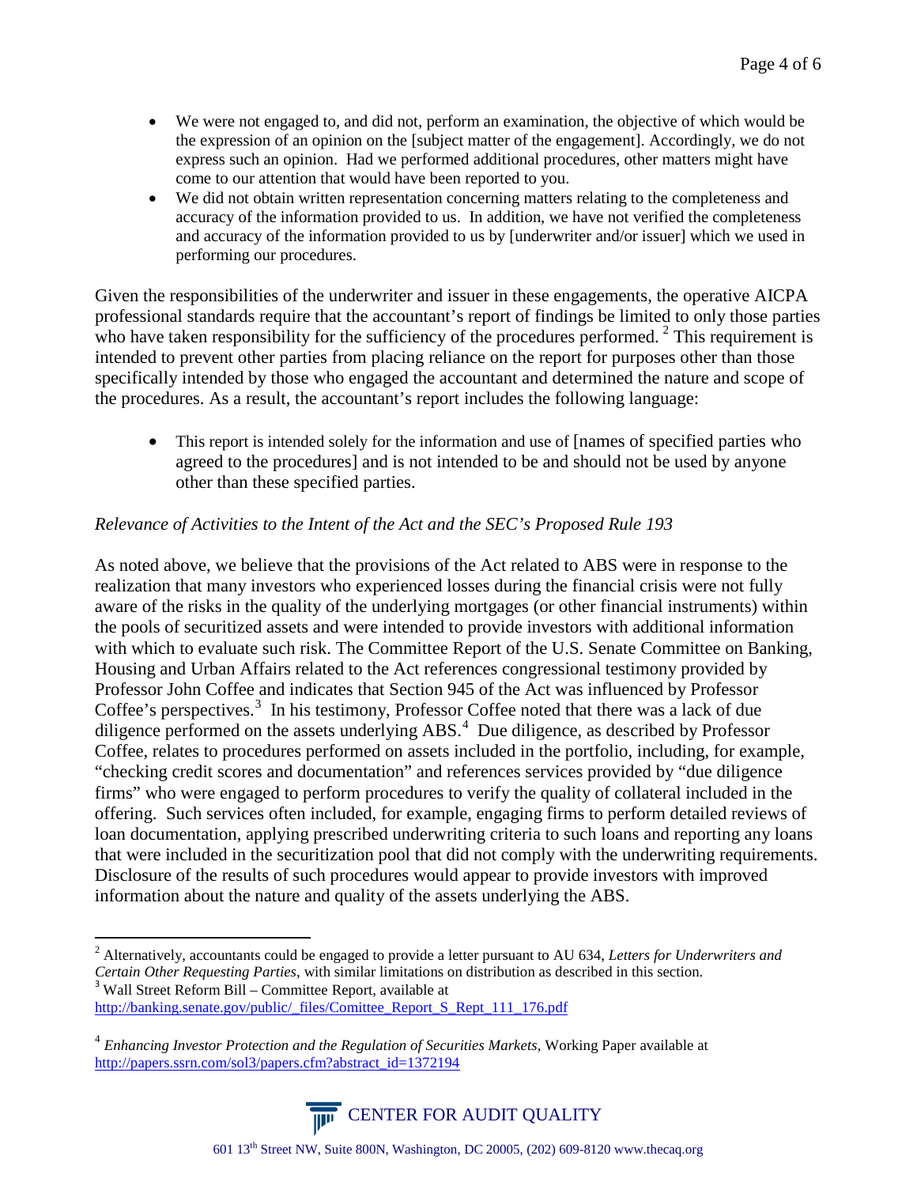- We were not engaged to, and did not, perform an examination, the objective of which would be the expression of an opinion on the [subject matter of the engagement]. Accordingly, we do not express such an opinion. Had we performed additional procedures, other matters might have come to our attention that would have been reported to you.
- We did not obtain written representation concerning matters relating to the completeness and accuracy of the information provided to us. In addition, we have not verified the completeness and accuracy of the information provided to us by [underwriter and/or issuer] which we used in performing our procedures.

Given the responsibilities of the underwriter and issuer in these engagements, the operative AICPA professional standards require that the accountant's report of findings be limited to only those parties who have taken responsibility for the sufficiency of the procedures performed. [2] This requirement is intended to prevent other parties from placing reliance on the report for purposes other than those specifically intended by those who engaged the accountant and determined the nature and scope of the procedures. As a result, the accountant's report includes the following language:

- This report is intended solely for the information and use of [names of specified parties who agreed to the procedures] and is not intended to be and should not be used by anyone other than these specified parties.

*Relevance of Activities to the Intent of the Act and the SEC's Proposed Rule 193*

As noted above, we believe that the provisions of the Act related to ABS were in response to the realization that many investors who experienced losses during the financial crisis were not fully aware of the risks in the quality of the underlying mortgages (or other financial instruments) within the pools of securitized assets and were intended to provide investors with additional information with which to evaluate such risk. The Committee Report of the U.S. Senate Committee on Banking, Housing and Urban Affairs related to the Act references congressional testimony provided by Professor John Coffee and indicates that Section 945 of the Act was influenced by Professor Coffee's perspectives.[3] In his testimony, Professor Coffee noted that there was a lack of due diligence performed on the assets underlying ABS.[4] Due diligence, as described by Professor Coffee, relates to procedures performed on assets included in the portfolio, including, for example, "checking credit scores and documentation" and references services provided by "due diligence firms" who were engaged to perform procedures to verify the quality of collateral included in the offering. Such services often included, for example, engaging firms to perform detailed reviews of loan documentation, applying prescribed underwriting criteria to such loans and reporting any loans that were included in the securitization pool that did not comply with the underwriting requirements. Disclosure of the results of such procedures would appear to provide investors with improved information about the nature and quality of the assets underlying the ABS.

---

[2] Alternatively, accountants could be engaged to provide a letter pursuant to AU 634, *Letters for Underwriters and Certain Other Requesting Parties*, with similar limitations on distribution as described in this section.

[3] Wall Street Reform Bill – Committee Report, available at http://banking.senate.gov/public/_files/Comittee_Report_S_Rept_111_176.pdf

[4] *Enhancing Investor Protection and the Regulation of Securities Markets*, Working Paper available at http://papers.ssrn.com/sol3/papers.cfm?abstract_id=1372194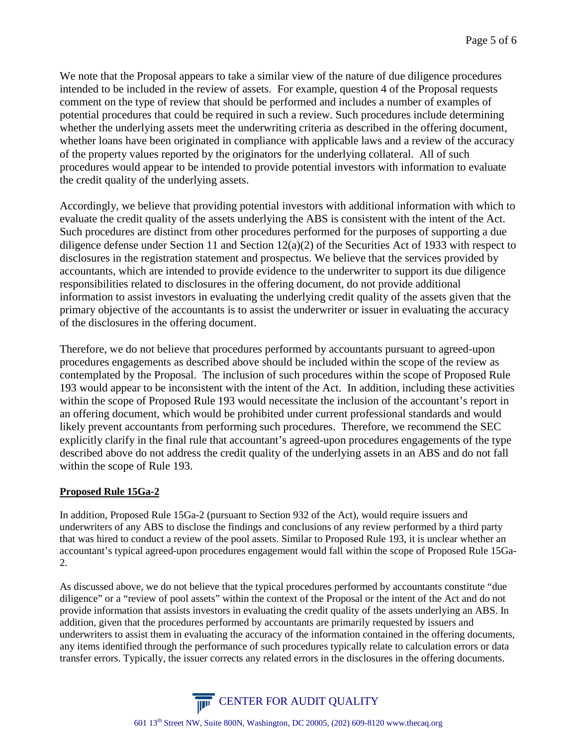We note that the Proposal appears to take a similar view of the nature of due diligence procedures intended to be included in the review of assets. For example, question 4 of the Proposal requests comment on the type of review that should be performed and includes a number of examples of potential procedures that could be required in such a review. Such procedures include determining whether the underlying assets meet the underwriting criteria as described in the offering document, whether loans have been originated in compliance with applicable laws and a review of the accuracy of the property values reported by the originators for the underlying collateral. All of such procedures would appear to be intended to provide potential investors with information to evaluate the credit quality of the underlying assets.

Accordingly, we believe that providing potential investors with additional information with which to evaluate the credit quality of the assets underlying the ABS is consistent with the intent of the Act. Such procedures are distinct from other procedures performed for the purposes of supporting a due diligence defense under Section 11 and Section 12(a)(2) of the Securities Act of 1933 with respect to disclosures in the registration statement and prospectus. We believe that the services provided by accountants, which are intended to provide evidence to the underwriter to support its due diligence responsibilities related to disclosures in the offering document, do not provide additional information to assist investors in evaluating the underlying credit quality of the assets given that the primary objective of the accountants is to assist the underwriter or issuer in evaluating the accuracy of the disclosures in the offering document.

Therefore, we do not believe that procedures performed by accountants pursuant to agreed-upon procedures engagements as described above should be included within the scope of the review as contemplated by the Proposal. The inclusion of such procedures within the scope of Proposed Rule 193 would appear to be inconsistent with the intent of the Act. In addition, including these activities within the scope of Proposed Rule 193 would necessitate the inclusion of the accountant's report in an offering document, which would be prohibited under current professional standards and would likely prevent accountants from performing such procedures. Therefore, we recommend the SEC explicitly clarify in the final rule that accountant's agreed-upon procedures engagements of the type described above do not address the credit quality of the underlying assets in an ABS and do not fall within the scope of Rule 193.

**Proposed Rule 15Ga-2**

In addition, Proposed Rule 15Ga-2 (pursuant to Section 932 of the Act), would require issuers and underwriters of any ABS to disclose the findings and conclusions of any review performed by a third party that was hired to conduct a review of the pool assets. Similar to Proposed Rule 193, it is unclear whether an accountant's typical agreed-upon procedures engagement would fall within the scope of Proposed Rule 15Ga-2.

As discussed above, we do not believe that the typical procedures performed by accountants constitute "due diligence" or a "review of pool assets" within the context of the Proposal or the intent of the Act and do not provide information that assists investors in evaluating the credit quality of the assets underlying an ABS. In addition, given that the procedures performed by accountants are primarily requested by issuers and underwriters to assist them in evaluating the accuracy of the information contained in the offering documents, any items identified through the performance of such procedures typically relate to calculation errors or data transfer errors. Typically, the issuer corrects any related errors in the disclosures in the offering documents.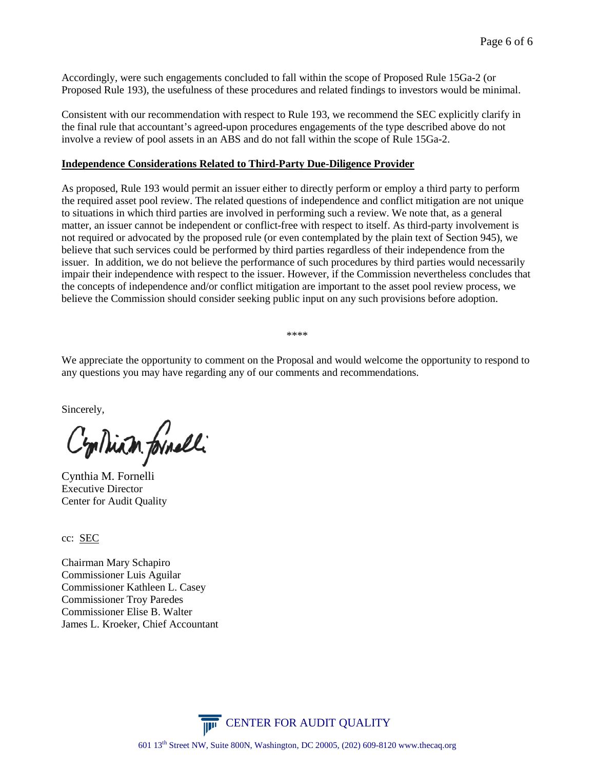Accordingly, were such engagements concluded to fall within the scope of Proposed Rule 15Ga-2 (or Proposed Rule 193), the usefulness of these procedures and related findings to investors would be minimal.

Consistent with our recommendation with respect to Rule 193, we recommend the SEC explicitly clarify in the final rule that accountant's agreed-upon procedures engagements of the type described above do not involve a review of pool assets in an ABS and do not fall within the scope of Rule 15Ga-2.

**Independence Considerations Related to Third-Party Due-Diligence Provider**

As proposed, Rule 193 would permit an issuer either to directly perform or employ a third party to perform the required asset pool review. The related questions of independence and conflict mitigation are not unique to situations in which third parties are involved in performing such a review. We note that, as a general matter, an issuer cannot be independent or conflict-free with respect to itself. As third-party involvement is not required or advocated by the proposed rule (or even contemplated by the plain text of Section 945), we believe that such services could be performed by third parties regardless of their independence from the issuer. In addition, we do not believe the performance of such procedures by third parties would necessarily impair their independence with respect to the issuer. However, if the Commission nevertheless concludes that the concepts of independence and/or conflict mitigation are important to the asset pool review process, we believe the Commission should consider seeking public input on any such provisions before adoption.

****

We appreciate the opportunity to comment on the Proposal and would welcome the opportunity to respond to any questions you may have regarding any of our comments and recommendations.

Sincerely,

Cynthia M. Fornelli

Cynthia M. Fornelli
Executive Director
Center for Audit Quality

cc: SEC

Chairman Mary Schapiro
Commissioner Luis Aguilar
Commissioner Kathleen L. Casey
Commissioner Troy Paredes
Commissioner Elise B. Walter
James L. Kroeker, Chief Accountant

CENTER FOR AUDIT QUALITY

601 13th Street NW, Suite 800N, Washington, DC 20005, (202) 609-8120 www.thecaq.org